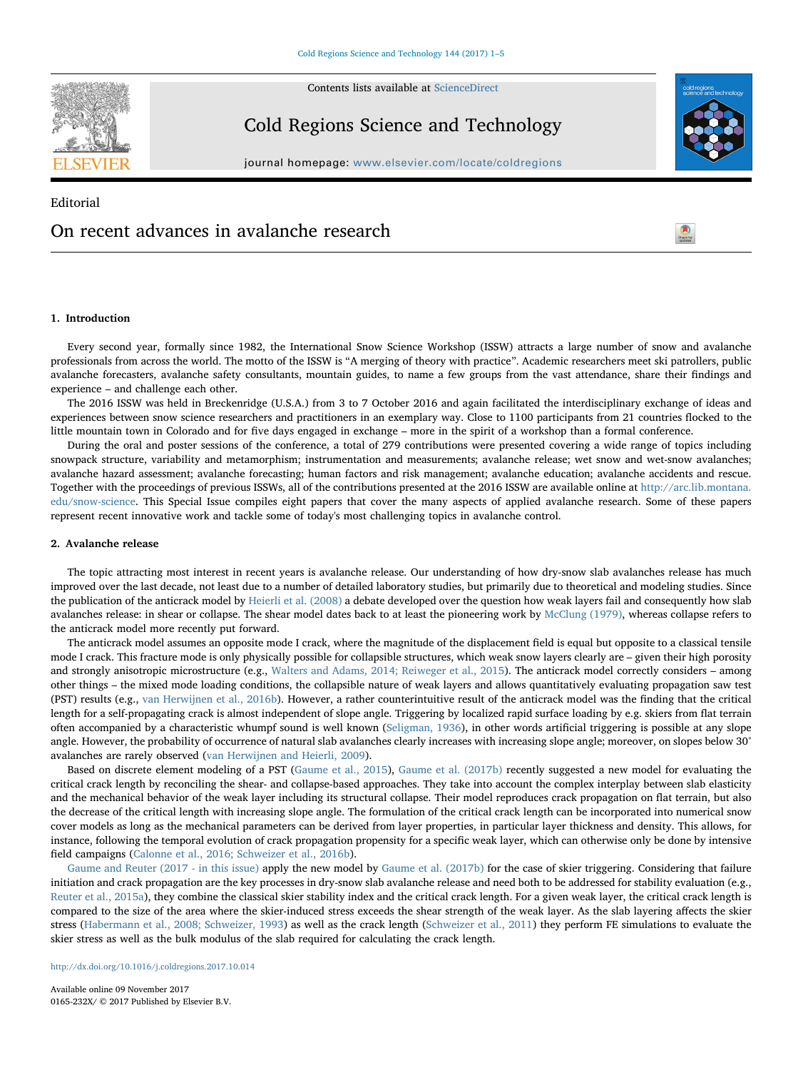Contents lists available at ScienceDirect

# Cold Regions Science and Technology

journal homepage: www.elsevier.com/locate/coldregions

Editorial

# On recent advances in avalanche research

## 1. Introduction

Every second year, formally since 1982, the International Snow Science Workshop (ISSW) attracts a large number of snow and avalanche professionals from across the world. The motto of the ISSW is "A merging of theory with practice". Academic researchers meet ski patrollers, public avalanche forecasters, avalanche safety consultants, mountain guides, to name a few groups from the vast attendance, share their findings and experience – and challenge each other.

The 2016 ISSW was held in Breckenridge (U.S.A.) from 3 to 7 October 2016 and again facilitated the interdisciplinary exchange of ideas and experiences between snow science researchers and practitioners in an exemplary way. Close to 1100 participants from 21 countries flocked to the little mountain town in Colorado and for five days engaged in exchange – more in the spirit of a workshop than a formal conference.

During the oral and poster sessions of the conference, a total of 279 contributions were presented covering a wide range of topics including snowpack structure, variability and metamorphism; instrumentation and measurements; avalanche release; wet snow and wet-snow avalanches; avalanche hazard assessment; avalanche forecasting; human factors and risk management; avalanche education; avalanche accidents and rescue. Together with the proceedings of previous ISSWs, all of the contributions presented at the 2016 ISSW are available online at http://arc.lib.montana.edu/snow-science. This Special Issue compiles eight papers that cover the many aspects of applied avalanche research. Some of these papers represent recent innovative work and tackle some of today's most challenging topics in avalanche control.

## 2. Avalanche release

The topic attracting most interest in recent years is avalanche release. Our understanding of how dry-snow slab avalanches release has much improved over the last decade, not least due to a number of detailed laboratory studies, but primarily due to theoretical and modeling studies. Since the publication of the anticrack model by Heierli et al. (2008) a debate developed over the question how weak layers fail and consequently how slab avalanches release: in shear or collapse. The shear model dates back to at least the pioneering work by McClung (1979), whereas collapse refers to the anticrack model more recently put forward.

The anticrack model assumes an opposite mode I crack, where the magnitude of the displacement field is equal but opposite to a classical tensile mode I crack. This fracture mode is only physically possible for collapsible structures, which weak snow layers clearly are – given their high porosity and strongly anisotropic microstructure (e.g., Walters and Adams, 2014; Reiweger et al., 2015). The anticrack model correctly considers – among other things – the mixed mode loading conditions, the collapsible nature of weak layers and allows quantitatively evaluating propagation saw test (PST) results (e.g., van Herwijnen et al., 2016b). However, a rather counterintuitive result of the anticrack model was the finding that the critical length for a self-propagating crack is almost independent of slope angle. Triggering by localized rapid surface loading by e.g. skiers from flat terrain often accompanied by a characteristic whumpf sound is well known (Seligman, 1936), in other words artificial triggering is possible at any slope angle. However, the probability of occurrence of natural slab avalanches clearly increases with increasing slope angle; moreover, on slopes below 30° avalanches are rarely observed (van Herwijnen and Heierli, 2009).

Based on discrete element modeling of a PST (Gaume et al., 2015), Gaume et al. (2017b) recently suggested a new model for evaluating the critical crack length by reconciling the shear- and collapse-based approaches. They take into account the complex interplay between slab elasticity and the mechanical behavior of the weak layer including its structural collapse. Their model reproduces crack propagation on flat terrain, but also the decrease of the critical length with increasing slope angle. The formulation of the critical crack length can be incorporated into numerical snow cover models as long as the mechanical parameters can be derived from layer properties, in particular layer thickness and density. This allows, for instance, following the temporal evolution of crack propagation propensity for a specific weak layer, which can otherwise only be done by intensive field campaigns (Calonne et al., 2016; Schweizer et al., 2016b).

Gaume and Reuter (2017 - in this issue) apply the new model by Gaume et al. (2017b) for the case of skier triggering. Considering that failure initiation and crack propagation are the key processes in dry-snow slab avalanche release and need both to be addressed for stability evaluation (e.g., Reuter et al., 2015a), they combine the classical skier stability index and the critical crack length. For a given weak layer, the critical crack length is compared to the size of the area where the skier-induced stress exceeds the shear strength of the weak layer. As the slab layering affects the skier stress (Habermann et al., 2008; Schweizer, 1993) as well as the crack length (Schweizer et al., 2011) they perform FE simulations to evaluate the skier stress as well as the bulk modulus of the slab required for calculating the crack length.

http://dx.doi.org/10.1016/j.coldregions.2017.10.014

Available online 09 November 2017
0165-232X/ © 2017 Published by Elsevier B.V.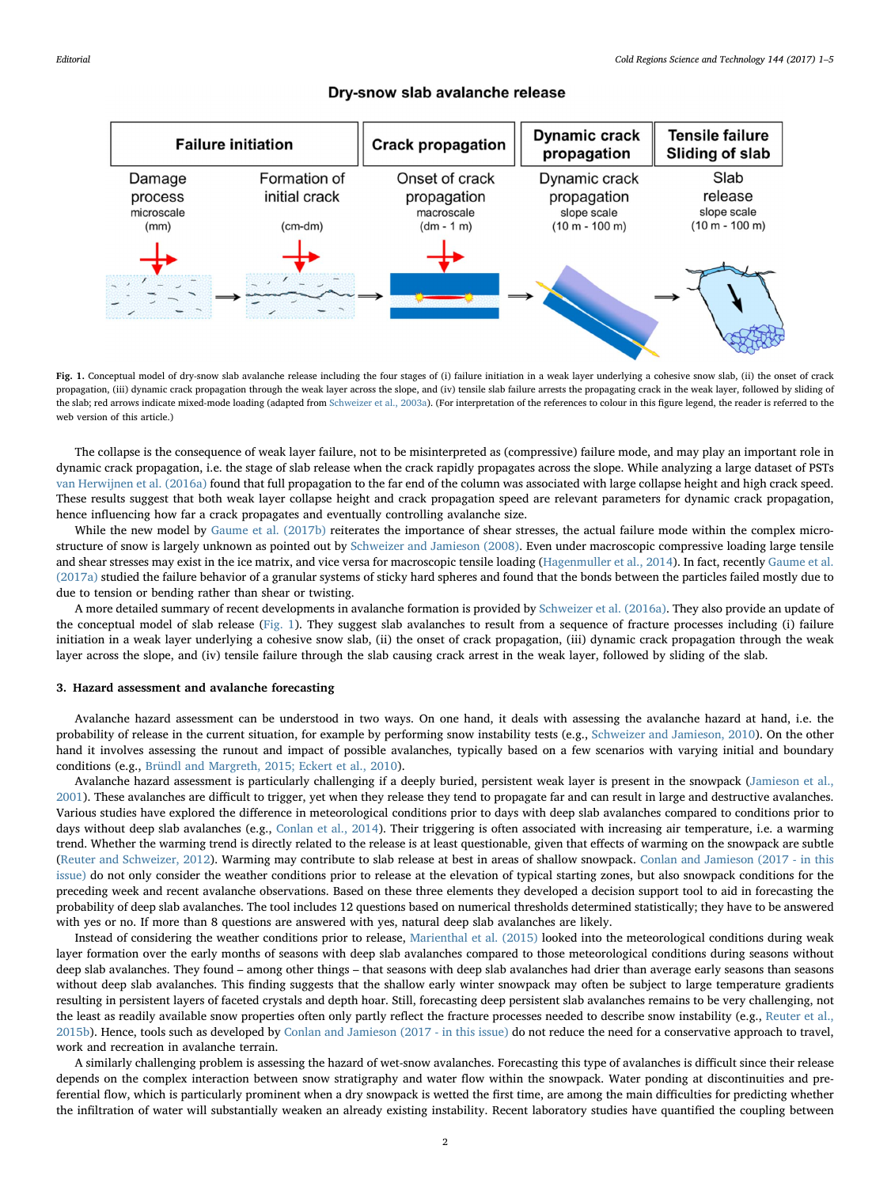**Fig. 1.** Conceptual model of dry-snow slab avalanche release including the four stages of (i) failure initiation in a weak layer underlying a cohesive snow slab, (ii) the onset of crack propagation, (iii) dynamic crack propagation through the weak layer across the slope, and (iv) tensile slab failure arrests the propagating crack in the weak layer, followed by sliding of the slab; red arrows indicate mixed-mode loading (adapted from Schweizer et al., 2003a). (For interpretation of the references to colour in this figure legend, the reader is referred to the web version of this article.)

The collapse is the consequence of weak layer failure, not to be misinterpreted as (compressive) failure mode, and may play an important role in dynamic crack propagation, i.e. the stage of slab release when the crack rapidly propagates across the slope. While analyzing a large dataset of PSTs van Herwijnen et al. (2016a) found that full propagation to the far end of the column was associated with large collapse height and high crack speed. These results suggest that both weak layer collapse height and crack propagation speed are relevant parameters for dynamic crack propagation, hence influencing how far a crack propagates and eventually controlling avalanche size.

While the new model by Gaume et al. (2017b) reiterates the importance of shear stresses, the actual failure mode within the complex microstructure of snow is largely unknown as pointed out by Schweizer and Jamieson (2008). Even under macroscopic compressive loading large tensile and shear stresses may exist in the ice matrix, and vice versa for macroscopic tensile loading (Hagenmuller et al., 2014). In fact, recently Gaume et al. (2017a) studied the failure behavior of a granular systems of sticky hard spheres and found that the bonds between the particles failed mostly due to tension or bending rather than shear or twisting.

A more detailed summary of recent developments in avalanche formation is provided by Schweizer et al. (2016a). They also provide an update of the conceptual model of slab release (Fig. 1). They suggest slab avalanches to result from a sequence of fracture processes including (i) failure initiation in a weak layer underlying a cohesive snow slab, (ii) the onset of crack propagation, (iii) dynamic crack propagation through the weak layer across the slope, and (iv) tensile failure through the slab causing crack arrest in the weak layer, followed by sliding of the slab.

## 3. Hazard assessment and avalanche forecasting

Avalanche hazard assessment can be understood in two ways. On one hand, it deals with assessing the avalanche hazard at hand, i.e. the probability of release in the current situation, for example by performing snow instability tests (e.g., Schweizer and Jamieson, 2010). On the other hand it involves assessing the runout and impact of possible avalanches, typically based on a few scenarios with varying initial and boundary conditions (e.g., Bründl and Margreth, 2015; Eckert et al., 2010).

Avalanche hazard assessment is particularly challenging if a deeply buried, persistent weak layer is present in the snowpack (Jamieson et al., 2001). These avalanches are difficult to trigger, yet when they release they tend to propagate far and can result in large and destructive avalanches. Various studies have explored the difference in meteorological conditions prior to days with deep slab avalanches compared to conditions prior to days without deep slab avalanches (e.g., Conlan et al., 2014). Their triggering is often associated with increasing air temperature, i.e. a warming trend. Whether the warming trend is directly related to the release is at least questionable, given that effects of warming on the snowpack are subtle (Reuter and Schweizer, 2012). Warming may contribute to slab release at best in areas of shallow snowpack. Conlan and Jamieson (2017 - in this issue) do not only consider the weather conditions prior to release at the elevation of typical starting zones, but also snowpack conditions for the preceding week and recent avalanche observations. Based on these three elements they developed a decision support tool to aid in forecasting the probability of deep slab avalanches. The tool includes 12 questions based on numerical thresholds determined statistically; they have to be answered with yes or no. If more than 8 questions are answered with yes, natural deep slab avalanches are likely.

Instead of considering the weather conditions prior to release, Marienthal et al. (2015) looked into the meteorological conditions during weak layer formation over the early months of seasons with deep slab avalanches compared to those meteorological conditions during seasons without deep slab avalanches. They found – among other things – that seasons with deep slab avalanches had drier than average early seasons than seasons without deep slab avalanches. This finding suggests that the shallow early winter snowpack may often be subject to large temperature gradients resulting in persistent layers of faceted crystals and depth hoar. Still, forecasting deep persistent slab avalanches remains to be very challenging, not the least as readily available snow properties often only partly reflect the fracture processes needed to describe snow instability (e.g., Reuter et al., 2015b). Hence, tools such as developed by Conlan and Jamieson (2017 - in this issue) do not reduce the need for a conservative approach to travel, work and recreation in avalanche terrain.

A similarly challenging problem is assessing the hazard of wet-snow avalanches. Forecasting this type of avalanches is difficult since their release depends on the complex interaction between snow stratigraphy and water flow within the snowpack. Water ponding at discontinuities and preferential flow, which is particularly prominent when a dry snowpack is wetted the first time, are among the main difficulties for predicting whether the infiltration of water will substantially weaken an already existing instability. Recent laboratory studies have quantified the coupling between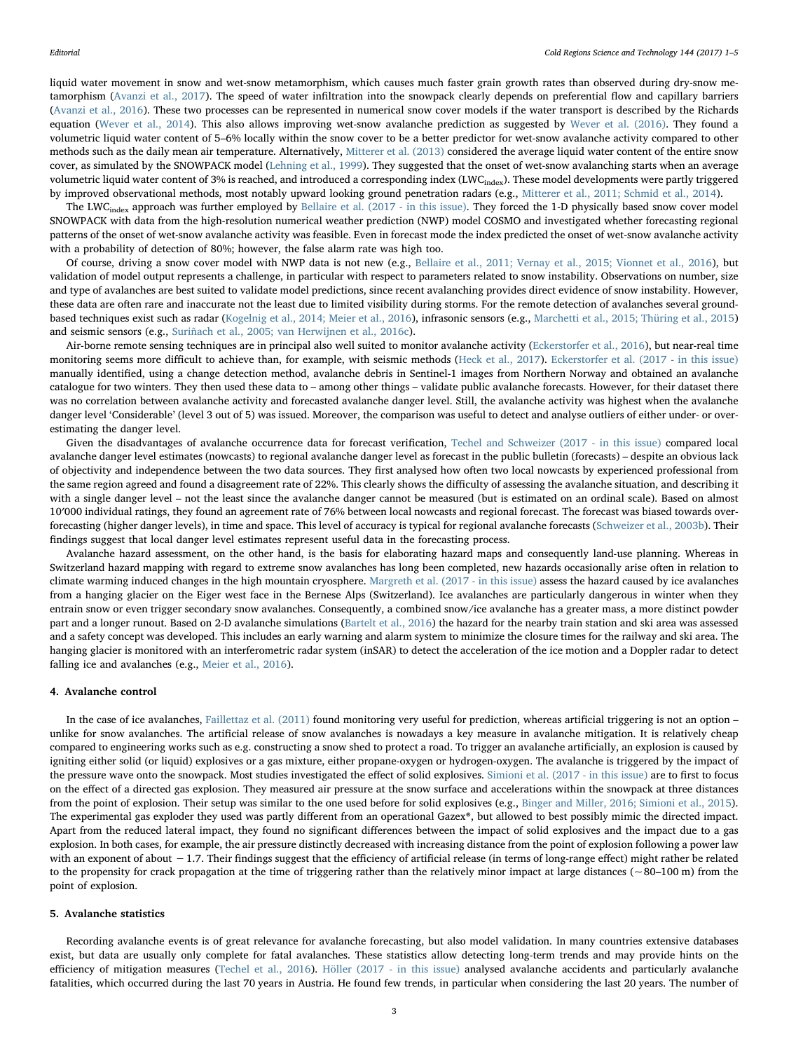liquid water movement in snow and wet-snow metamorphism, which causes much faster grain growth rates than observed during dry-snow metamorphism (Avanzi et al., 2017). The speed of water infiltration into the snowpack clearly depends on preferential flow and capillary barriers (Avanzi et al., 2016). These two processes can be represented in numerical snow cover models if the water transport is described by the Richards equation (Wever et al., 2014). This also allows improving wet-snow avalanche prediction as suggested by Wever et al. (2016). They found a volumetric liquid water content of 5–6% locally within the snow cover to be a better predictor for wet-snow avalanche activity compared to other methods such as the daily mean air temperature. Alternatively, Mitterer et al. (2013) considered the average liquid water content of the entire snow cover, as simulated by the SNOWPACK model (Lehning et al., 1999). They suggested that the onset of wet-snow avalanching starts when an average volumetric liquid water content of 3% is reached, and introduced a corresponding index ($LWC_{index}$). These model developments were partly triggered by improved observational methods, most notably upward looking ground penetration radars (e.g., Mitterer et al., 2011; Schmid et al., 2014).

The $LWC_{index}$ approach was further employed by Bellaire et al. (2017 - in this issue). They forced the 1-D physically based snow cover model SNOWPACK with data from the high-resolution numerical weather prediction (NWP) model COSMO and investigated whether forecasting regional patterns of the onset of wet-snow avalanche activity was feasible. Even in forecast mode the index predicted the onset of wet-snow avalanche activity with a probability of detection of 80%; however, the false alarm rate was high too.

Of course, driving a snow cover model with NWP data is not new (e.g., Bellaire et al., 2011; Vernay et al., 2015; Vionnet et al., 2016), but validation of model output represents a challenge, in particular with respect to parameters related to snow instability. Observations on number, size and type of avalanches are best suited to validate model predictions, since recent avalanching provides direct evidence of snow instability. However, these data are often rare and inaccurate not the least due to limited visibility during storms. For the remote detection of avalanches several ground-based techniques exist such as radar (Kogelnig et al., 2014; Meier et al., 2016), infrasonic sensors (e.g., Marchetti et al., 2015; Thüring et al., 2015) and seismic sensors (e.g., Suriñach et al., 2005; van Herwijnen et al., 2016c).

Air-borne remote sensing techniques are in principal also well suited to monitor avalanche activity (Eckerstorfer et al., 2016), but near-real time monitoring seems more difficult to achieve than, for example, with seismic methods (Heck et al., 2017). Eckerstorfer et al. (2017 - in this issue) manually identified, using a change detection method, avalanche debris in Sentinel-1 images from Northern Norway and obtained an avalanche catalogue for two winters. They then used these data to – among other things – validate public avalanche forecasts. However, for their dataset there was no correlation between avalanche activity and forecasted avalanche danger level. Still, the avalanche activity was highest when the avalanche danger level 'Considerable' (level 3 out of 5) was issued. Moreover, the comparison was useful to detect and analyse outliers of either under- or over-estimating the danger level.

Given the disadvantages of avalanche occurrence data for forecast verification, Techel and Schweizer (2017 - in this issue) compared local avalanche danger level estimates (nowcasts) to regional avalanche danger level as forecast in the public bulletin (forecasts) – despite an obvious lack of objectivity and independence between the two data sources. They first analysed how often two local nowcasts by experienced professional from the same region agreed and found a disagreement rate of 22%. This clearly shows the difficulty of assessing the avalanche situation, and describing it with a single danger level – not the least since the avalanche danger cannot be measured (but is estimated on an ordinal scale). Based on almost 10′000 individual ratings, they found an agreement rate of 76% between local nowcasts and regional forecast. The forecast was biased towards over-forecasting (higher danger levels), in time and space. This level of accuracy is typical for regional avalanche forecasts (Schweizer et al., 2003b). Their findings suggest that local danger level estimates represent useful data in the forecasting process.

Avalanche hazard assessment, on the other hand, is the basis for elaborating hazard maps and consequently land-use planning. Whereas in Switzerland hazard mapping with regard to extreme snow avalanches has long been completed, new hazards occasionally arise often in relation to climate warming induced changes in the high mountain cryosphere. Margreth et al. (2017 - in this issue) assess the hazard caused by ice avalanches from a hanging glacier on the Eiger west face in the Bernese Alps (Switzerland). Ice avalanches are particularly dangerous in winter when they entrain snow or even trigger secondary snow avalanches. Consequently, a combined snow/ice avalanche has a greater mass, a more distinct powder part and a longer runout. Based on 2-D avalanche simulations (Bartelt et al., 2016) the hazard for the nearby train station and ski area was assessed and a safety concept was developed. This includes an early warning and alarm system to minimize the closure times for the railway and ski area. The hanging glacier is monitored with an interferometric radar system (inSAR) to detect the acceleration of the ice motion and a Doppler radar to detect falling ice and avalanches (e.g., Meier et al., 2016).

## 4. Avalanche control

In the case of ice avalanches, Faillettaz et al. (2011) found monitoring very useful for prediction, whereas artificial triggering is not an option – unlike for snow avalanches. The artificial release of snow avalanches is nowadays a key measure in avalanche mitigation. It is relatively cheap compared to engineering works such as e.g. constructing a snow shed to protect a road. To trigger an avalanche artificially, an explosion is caused by igniting either solid (or liquid) explosives or a gas mixture, either propane-oxygen or hydrogen-oxygen. The avalanche is triggered by the impact of the pressure wave onto the snowpack. Most studies investigated the effect of solid explosives. Simioni et al. (2017 - in this issue) are to first to focus on the effect of a directed gas explosion. They measured air pressure at the snow surface and accelerations within the snowpack at three distances from the point of explosion. Their setup was similar to the one used before for solid explosives (e.g., Binger and Miller, 2016; Simioni et al., 2015). The experimental gas exploder they used was partly different from an operational Gazex®, but allowed to best possibly mimic the directed impact. Apart from the reduced lateral impact, they found no significant differences between the impact of solid explosives and the impact due to a gas explosion. In both cases, for example, the air pressure distinctly decreased with increasing distance from the point of explosion following a power law with an exponent of about $-1.7$. Their findings suggest that the efficiency of artificial release (in terms of long-range effect) might rather be related to the propensity for crack propagation at the time of triggering rather than the relatively minor impact at large distances ($\sim$80–100 m) from the point of explosion.

## 5. Avalanche statistics

Recording avalanche events is of great relevance for avalanche forecasting, but also model validation. In many countries extensive databases exist, but data are usually only complete for fatal avalanches. These statistics allow detecting long-term trends and may provide hints on the efficiency of mitigation measures (Techel et al., 2016). Höller (2017 - in this issue) analysed avalanche accidents and particularly avalanche fatalities, which occurred during the last 70 years in Austria. He found few trends, in particular when considering the last 20 years. The number of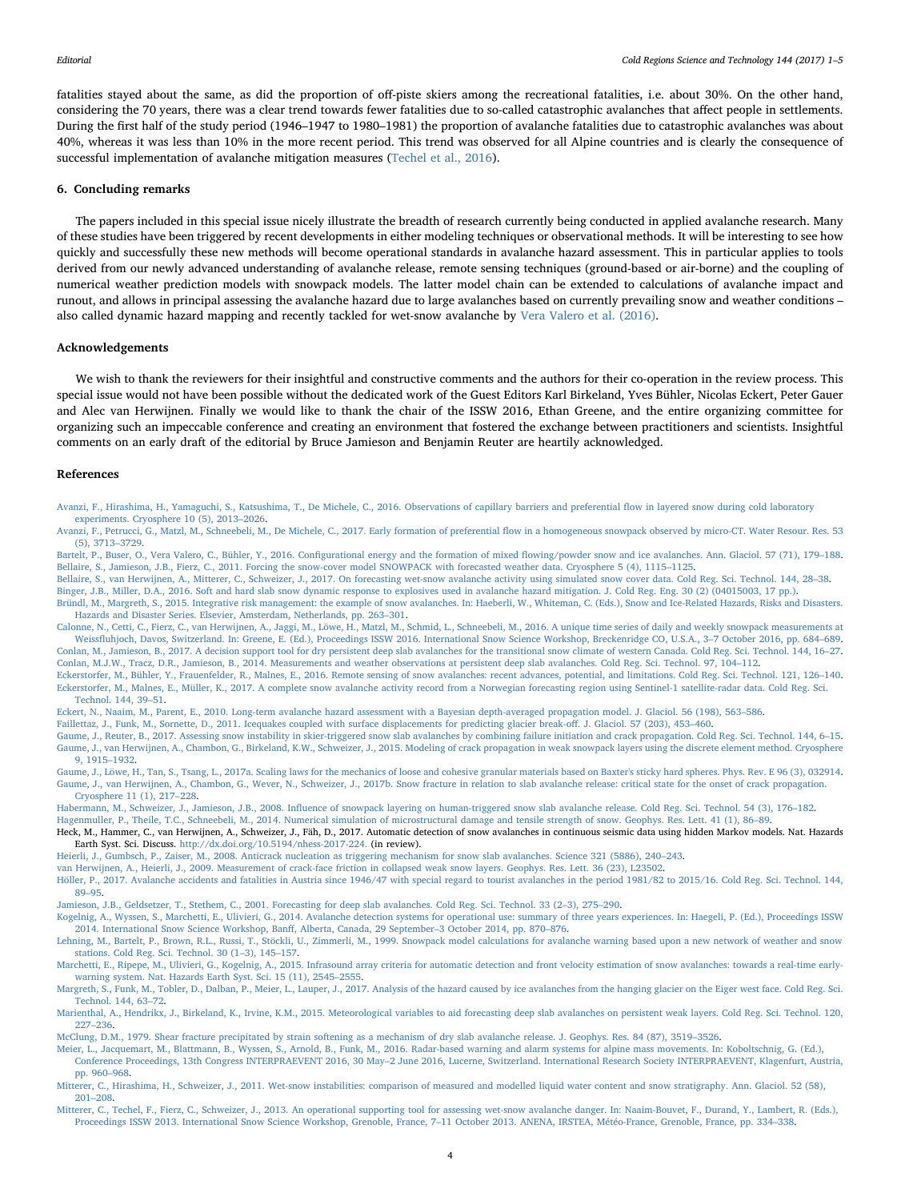fatalities stayed about the same, as did the proportion of off-piste skiers among the recreational fatalities, i.e. about 30%. On the other hand, considering the 70 years, there was a clear trend towards fewer fatalities due to so-called catastrophic avalanches that affect people in settlements. During the first half of the study period (1946–1947 to 1980–1981) the proportion of avalanche fatalities due to catastrophic avalanches was about 40%, whereas it was less than 10% in the more recent period. This trend was observed for all Alpine countries and is clearly the consequence of successful implementation of avalanche mitigation measures (Techel et al., 2016).

## 6. Concluding remarks

The papers included in this special issue nicely illustrate the breadth of research currently being conducted in applied avalanche research. Many of these studies have been triggered by recent developments in either modeling techniques or observational methods. It will be interesting to see how quickly and successfully these new methods will become operational standards in avalanche hazard assessment. This in particular applies to tools derived from our newly advanced understanding of avalanche release, remote sensing techniques (ground-based or air-borne) and the coupling of numerical weather prediction models with snowpack models. The latter model chain can be extended to calculations of avalanche impact and runout, and allows in principal assessing the avalanche hazard due to large avalanches based on currently prevailing snow and weather conditions – also called dynamic hazard mapping and recently tackled for wet-snow avalanche by Vera Valero et al. (2016).

## Acknowledgements

We wish to thank the reviewers for their insightful and constructive comments and the authors for their co-operation in the review process. This special issue would not have been possible without the dedicated work of the Guest Editors Karl Birkeland, Yves Bühler, Nicolas Eckert, Peter Gauer and Alec van Herwijnen. Finally we would like to thank the chair of the ISSW 2016, Ethan Greene, and the entire organizing committee for organizing such an impeccable conference and creating an environment that fostered the exchange between practitioners and scientists. Insightful comments on an early draft of the editorial by Bruce Jamieson and Benjamin Reuter are heartily acknowledged.

## References

Avanzi, F., Hirashima, H., Yamaguchi, S., Katsushima, T., De Michele, C., 2016. Observations of capillary barriers and preferential flow in layered snow during cold laboratory experiments. Cryosphere 10 (5), 2013–2026.

Avanzi, F., Petrucci, G., Matzl, M., Schneebeli, M., De Michele, C., 2017. Early formation of preferential flow in a homogeneous snowpack observed by micro-CT. Water Resour. Res. 53 (5), 3713–3729.

Bartelt, P., Buser, O., Vera Valero, C., Bühler, Y., 2016. Configurational energy and the formation of mixed flowing/powder snow and ice avalanches. Ann. Glaciol. 57 (71), 179–188.

Bellaire, S., Jamieson, J.B., Fierz, C., 2011. Forcing the snow-cover model SNOWPACK with forecasted weather data. Cryosphere 5 (4), 1115–1125.

Bellaire, S., van Herwijnen, A., Mitterer, C., Schweizer, J., 2017. On forecasting wet-snow avalanche activity using simulated snow cover data. Cold Reg. Sci. Technol. 144, 28–38.

Binger, J.B., Miller, D.A., 2016. Soft and hard slab snow dynamic response to explosives used in avalanche hazard mitigation. J. Cold Reg. Eng. 30 (2) (04015003, 17 pp.).

Bründl, M., Margreth, S., 2015. Integrative risk management: the example of snow avalanches. In: Haeberli, W., Whiteman, C. (Eds.), Snow and Ice-Related Hazards, Risks and Disasters. Hazards and Disaster Series. Elsevier, Amsterdam, Netherlands, pp. 263–301.

Calonne, N., Cetti, C., Fierz, C., van Herwijnen, A., Jaggi, M., Löwe, H., Matzl, M., Schmid, L., Schneebeli, M., 2016. A unique time series of daily and weekly snowpack measurements at Weissfluhjoch, Davos, Switzerland. In: Greene, E. (Ed.), Proceedings ISSW 2016. International Snow Science Workshop, Breckenridge CO, U.S.A., 3–7 October 2016, pp. 684–689.

Conlan, M., Jamieson, B., 2017. A decision support tool for dry persistent deep slab avalanches for the transitional snow climate of western Canada. Cold Reg. Sci. Technol. 144, 16–27.

Conlan, M.J.W., Tracz, D.R., Jamieson, B., 2014. Measurements and weather observations at persistent deep slab avalanches. Cold Reg. Sci. Technol. 97, 104–112.

Eckerstorfer, M., Bühler, Y., Frauenfelder, R., Malnes, E., 2016. Remote sensing of snow avalanches: recent advances, potential, and limitations. Cold Reg. Sci. Technol. 121, 126–140.

Eckerstorfer, M., Malnes, E., Müller, K., 2017. A complete snow avalanche activity record from a Norwegian forecasting region using Sentinel-1 satellite-radar data. Cold Reg. Sci. Technol. 144, 39–51.

Eckert, N., Naaim, M., Parent, E., 2010. Long-term avalanche hazard assessment with a Bayesian depth-averaged propagation model. J. Glaciol. 56 (198), 563–586.

Faillettaz, J., Funk, M., Sornette, D., 2011. Icequakes coupled with surface displacements for predicting glacier break-off. J. Glaciol. 57 (203), 453–460.

Gaume, J., Reuter, B., 2017. Assessing snow instability in skier-triggered snow slab avalanches by combining failure initiation and crack propagation. Cold Reg. Sci. Technol. 144, 6–15.

Gaume, J., van Herwijnen, A., Chambon, G., Birkeland, K.W., Schweizer, J., 2015. Modeling of crack propagation in weak snowpack layers using the discrete element method. Cryosphere 9, 1915–1932.

Gaume, J., Löwe, H., Tan, S., Tsang, L., 2017a. Scaling laws for the mechanics of loose and cohesive granular materials based on Baxter's sticky hard spheres. Phys. Rev. E 96 (3), 032914.

Gaume, J., van Herwijnen, A., Chambon, G., Wever, N., Schweizer, J., 2017b. Snow fracture in relation to slab avalanche release: critical state for the onset of crack propagation. Cryosphere 11 (1), 217–228.

Habermann, M., Schweizer, J., Jamieson, J.B., 2008. Influence of snowpack layering on human-triggered snow slab avalanche release. Cold Reg. Sci. Technol. 54 (3), 176–182.

Hagenmuller, P., Theile, T.C., Schneebeli, M., 2014. Numerical simulation of microstructural damage and tensile strength of snow. Geophys. Res. Lett. 41 (1), 86–89.

Heck, M., Hammer, C., van Herwijnen, A., Schweizer, J., Fäh, D., 2017. Automatic detection of snow avalanches in continuous seismic data using hidden Markov models. Nat. Hazards Earth Syst. Sci. Discuss. http://dx.doi.org/10.5194/nhess-2017-224. (in review).

Heierli, J., Gumbsch, P., Zaiser, M., 2008. Anticrack nucleation as triggering mechanism for snow slab avalanches. Science 321 (5886), 240–243.

van Herwijnen, A., Heierli, J., 2009. Measurement of crack-face friction in collapsed weak snow layers. Geophys. Res. Lett. 36 (23), L23502.

Höller, P., 2017. Avalanche accidents and fatalities in Austria since 1946/47 with special regard to tourist avalanches in the period 1981/82 to 2015/16. Cold Reg. Sci. Technol. 144, 89–95.

Jamieson, J.B., Geldsetzer, T., Stethem, C., 2001. Forecasting for deep slab avalanches. Cold Reg. Sci. Technol. 33 (2–3), 275–290.

Kogelnig, A., Wyssen, S., Marchetti, E., Ulivieri, G., 2014. Avalanche detection systems for operational use: summary of three years experiences. In: Haegeli, P. (Ed.), Proceedings ISSW 2014. International Snow Science Workshop, Banff, Alberta, Canada, 29 September–3 October 2014, pp. 870–876.

Lehning, M., Bartelt, P., Brown, R.L., Russi, T., Stöckli, U., Zimmerli, M., 1999. Snowpack model calculations for avalanche warning based upon a new network of weather and snow stations. Cold Reg. Sci. Technol. 30 (1–3), 145–157.

Marchetti, E., Ripepe, M., Ulivieri, G., Kogelnig, A., 2015. Infrasound array criteria for automatic detection and front velocity estimation of snow avalanches: towards a real-time early-warning system. Nat. Hazards Earth Syst. Sci. 15 (11), 2545–2555.

Margreth, S., Funk, M., Tobler, D., Dalban, P., Meier, L., Lauper, J., 2017. Analysis of the hazard caused by ice avalanches from the hanging glacier on the Eiger west face. Cold Reg. Sci. Technol. 144, 63–72.

Marienthal, A., Hendrikx, J., Birkeland, K., Irvine, K.M., 2015. Meteorological variables to aid forecasting deep slab avalanches on persistent weak layers. Cold Reg. Sci. Technol. 120, 227–236.

McClung, D.M., 1979. Shear fracture precipitated by strain softening as a mechanism of dry slab avalanche release. J. Geophys. Res. 84 (87), 3519–3526.

Meier, L., Jacquemart, M., Blattmann, B., Wyssen, S., Arnold, B., Funk, M., 2016. Radar-based warning and alarm systems for alpine mass movements. In: Koboltschnig, G. (Ed.), Conference Proceedings, 13th Congress INTERPRAEVENT 2016, 30 May–2 June 2016, Lucerne, Switzerland. International Research Society INTERPRAEVENT, Klagenfurt, Austria, pp. 960–968.

Mitterer, C., Hirashima, H., Schweizer, J., 2011. Wet-snow instabilities: comparison of measured and modelled liquid water content and snow stratigraphy. Ann. Glaciol. 52 (58), 201–208.

Mitterer, C., Techel, F., Fierz, C., Schweizer, J., 2013. An operational supporting tool for assessing wet-snow avalanche danger. In: Naaim-Bouvet, F., Durand, Y., Lambert, R. (Eds.), Proceedings ISSW 2013. International Snow Science Workshop, Grenoble, France, 7–11 October 2013. ANENA, IRSTEA, Météo-France, Grenoble, France, pp. 334–338.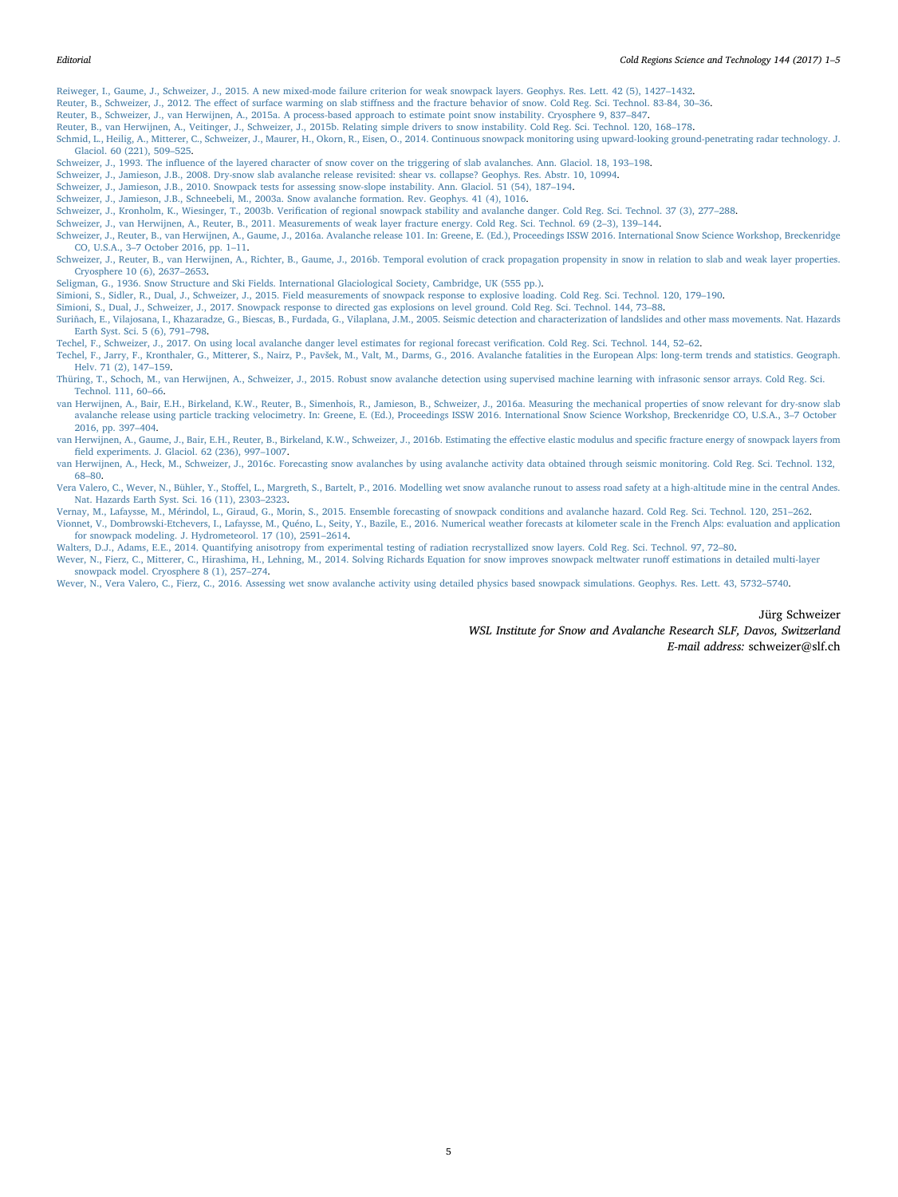Reiweger, I., Gaume, J., Schweizer, J., 2015. A new mixed-mode failure criterion for weak snowpack layers. Geophys. Res. Lett. 42 (5), 1427–1432.

Reuter, B., Schweizer, J., 2012. The effect of surface warming on slab stiffness and the fracture behavior of snow. Cold Reg. Sci. Technol. 83-84, 30–36.

Reuter, B., Schweizer, J., van Herwijnen, A., 2015a. A process-based approach to estimate point snow instability. Cryosphere 9, 837–847.

Reuter, B., van Herwijnen, A., Veitinger, J., Schweizer, J., 2015b. Relating simple drivers to snow instability. Cold Reg. Sci. Technol. 120, 168–178.

Schmid, L., Heilig, A., Mitterer, C., Schweizer, J., Maurer, H., Okorn, R., Eisen, O., 2014. Continuous snowpack monitoring using upward-looking ground-penetrating radar technology. J. Glaciol. 60 (221), 509–525.

Schweizer, J., 1993. The influence of the layered character of snow cover on the triggering of slab avalanches. Ann. Glaciol. 18, 193–198.

Schweizer, J., Jamieson, J.B., 2008. Dry-snow slab avalanche release revisited: shear vs. collapse? Geophys. Res. Abstr. 10, 10994.

Schweizer, J., Jamieson, J.B., 2010. Snowpack tests for assessing snow-slope instability. Ann. Glaciol. 51 (54), 187–194.

Schweizer, J., Jamieson, J.B., Schneebeli, M., 2003a. Snow avalanche formation. Rev. Geophys. 41 (4), 1016.

Schweizer, J., Kronholm, K., Wiesinger, T., 2003b. Verification of regional snowpack stability and avalanche danger. Cold Reg. Sci. Technol. 37 (3), 277–288.

Schweizer, J., van Herwijnen, A., Reuter, B., 2011. Measurements of weak layer fracture energy. Cold Reg. Sci. Technol. 69 (2–3), 139–144.

Schweizer, J., Reuter, B., van Herwijnen, A., Gaume, J., 2016a. Avalanche release 101. In: Greene, E. (Ed.), Proceedings ISSW 2016. International Snow Science Workshop, Breckenridge CO, U.S.A., 3–7 October 2016, pp. 1–11.

Schweizer, J., Reuter, B., van Herwijnen, A., Richter, B., Gaume, J., 2016b. Temporal evolution of crack propagation propensity in snow in relation to slab and weak layer properties. Cryosphere 10 (6), 2637–2653.

Seligman, G., 1936. Snow Structure and Ski Fields. International Glaciological Society, Cambridge, UK (555 pp.).

Simioni, S., Sidler, R., Dual, J., Schweizer, J., 2015. Field measurements of snowpack response to explosive loading. Cold Reg. Sci. Technol. 120, 179–190.

Simioni, S., Dual, J., Schweizer, J., 2017. Snowpack response to directed gas explosions on level ground. Cold Reg. Sci. Technol. 144, 73–88.

Suriñach, E., Vilajosana, I., Khazaradze, G., Biescas, B., Furdada, G., Vilaplana, J.M., 2005. Seismic detection and characterization of landslides and other mass movements. Nat. Hazards Earth Syst. Sci. 5 (6), 791–798.

Techel, F., Schweizer, J., 2017. On using local avalanche danger level estimates for regional forecast verification. Cold Reg. Sci. Technol. 144, 52–62.

Techel, F., Jarry, F., Kronthaler, G., Mitterer, S., Nairz, P., Pavšek, M., Valt, M., Darms, G., 2016. Avalanche fatalities in the European Alps: long-term trends and statistics. Geograph. Helv. 71 (2), 147–159.

Thüring, T., Schoch, M., van Herwijnen, A., Schweizer, J., 2015. Robust snow avalanche detection using supervised machine learning with infrasonic sensor arrays. Cold Reg. Sci. Technol. 111, 60–66.

van Herwijnen, A., Bair, E.H., Birkeland, K.W., Reuter, B., Simenhois, R., Jamieson, B., Schweizer, J., 2016a. Measuring the mechanical properties of snow relevant for dry-snow slab avalanche release using particle tracking velocimetry. In: Greene, E. (Ed.), Proceedings ISSW 2016. International Snow Science Workshop, Breckenridge CO, U.S.A., 3–7 October 2016, pp. 397–404.

van Herwijnen, A., Gaume, J., Bair, E.H., Reuter, B., Birkeland, K.W., Schweizer, J., 2016b. Estimating the effective elastic modulus and specific fracture energy of snowpack layers from field experiments. J. Glaciol. 62 (236), 997–1007.

van Herwijnen, A., Heck, M., Schweizer, J., 2016c. Forecasting snow avalanches by using avalanche activity data obtained through seismic monitoring. Cold Reg. Sci. Technol. 132, 68–80.

Vera Valero, C., Wever, N., Bühler, Y., Stoffel, L., Margreth, S., Bartelt, P., 2016. Modelling wet snow avalanche runout to assess road safety at a high-altitude mine in the central Andes. Nat. Hazards Earth Syst. Sci. 16 (11), 2303–2323.

Vernay, M., Lafaysse, M., Mérindol, L., Giraud, G., Morin, S., 2015. Ensemble forecasting of snowpack conditions and avalanche hazard. Cold Reg. Sci. Technol. 120, 251–262.

Vionnet, V., Dombrowski-Etchevers, I., Lafaysse, M., Quéno, L., Seity, Y., Bazile, E., 2016. Numerical weather forecasts at kilometer scale in the French Alps: evaluation and application for snowpack modeling. J. Hydrometeorol. 17 (10), 2591–2614.

Walters, D.J., Adams, E.E., 2014. Quantifying anisotropy from experimental testing of radiation recrystallized snow layers. Cold Reg. Sci. Technol. 97, 72–80.

Wever, N., Fierz, C., Mitterer, C., Hirashima, H., Lehning, M., 2014. Solving Richards Equation for snow improves snowpack meltwater runoff estimations in detailed multi-layer snowpack model. Cryosphere 8 (1), 257–274.

Wever, N., Vera Valero, C., Fierz, C., 2016. Assessing wet snow avalanche activity using detailed physics based snowpack simulations. Geophys. Res. Lett. 43, 5732–5740.

Jürg Schweizer
*WSL Institute for Snow and Avalanche Research SLF, Davos, Switzerland*
*E-mail address:* schweizer@slf.ch